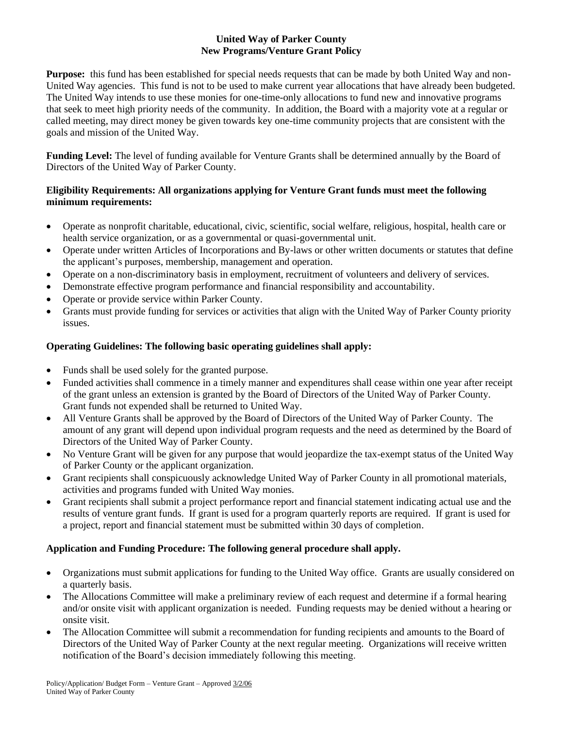# United Way of Parker County
## New Programs/Venture Grant Policy

**Purpose:** this fund has been established for special needs requests that can be made by both United Way and non-United Way agencies. This fund is not to be used to make current year allocations that have already been budgeted. The United Way intends to use these monies for one-time-only allocations to fund new and innovative programs that seek to meet high priority needs of the community. In addition, the Board with a majority vote at a regular or called meeting, may direct money be given towards key one-time community projects that are consistent with the goals and mission of the United Way.

**Funding Level:** The level of funding available for Venture Grants shall be determined annually by the Board of Directors of the United Way of Parker County.

**Eligibility Requirements: All organizations applying for Venture Grant funds must meet the following minimum requirements:**

- Operate as nonprofit charitable, educational, civic, scientific, social welfare, religious, hospital, health care or health service organization, or as a governmental or quasi-governmental unit.
- Operate under written Articles of Incorporations and By-laws or other written documents or statutes that define the applicant's purposes, membership, management and operation.
- Operate on a non-discriminatory basis in employment, recruitment of volunteers and delivery of services.
- Demonstrate effective program performance and financial responsibility and accountability.
- Operate or provide service within Parker County.
- Grants must provide funding for services or activities that align with the United Way of Parker County priority issues.

**Operating Guidelines: The following basic operating guidelines shall apply:**

- Funds shall be used solely for the granted purpose.
- Funded activities shall commence in a timely manner and expenditures shall cease within one year after receipt of the grant unless an extension is granted by the Board of Directors of the United Way of Parker County. Grant funds not expended shall be returned to United Way.
- All Venture Grants shall be approved by the Board of Directors of the United Way of Parker County. The amount of any grant will depend upon individual program requests and the need as determined by the Board of Directors of the United Way of Parker County.
- No Venture Grant will be given for any purpose that would jeopardize the tax-exempt status of the United Way of Parker County or the applicant organization.
- Grant recipients shall conspicuously acknowledge United Way of Parker County in all promotional materials, activities and programs funded with United Way monies.
- Grant recipients shall submit a project performance report and financial statement indicating actual use and the results of venture grant funds. If grant is used for a program quarterly reports are required. If grant is used for a project, report and financial statement must be submitted within 30 days of completion.

**Application and Funding Procedure: The following general procedure shall apply.**

- Organizations must submit applications for funding to the United Way office. Grants are usually considered on a quarterly basis.
- The Allocations Committee will make a preliminary review of each request and determine if a formal hearing and/or onsite visit with applicant organization is needed. Funding requests may be denied without a hearing or onsite visit.
- The Allocation Committee will submit a recommendation for funding recipients and amounts to the Board of Directors of the United Way of Parker County at the next regular meeting. Organizations will receive written notification of the Board's decision immediately following this meeting.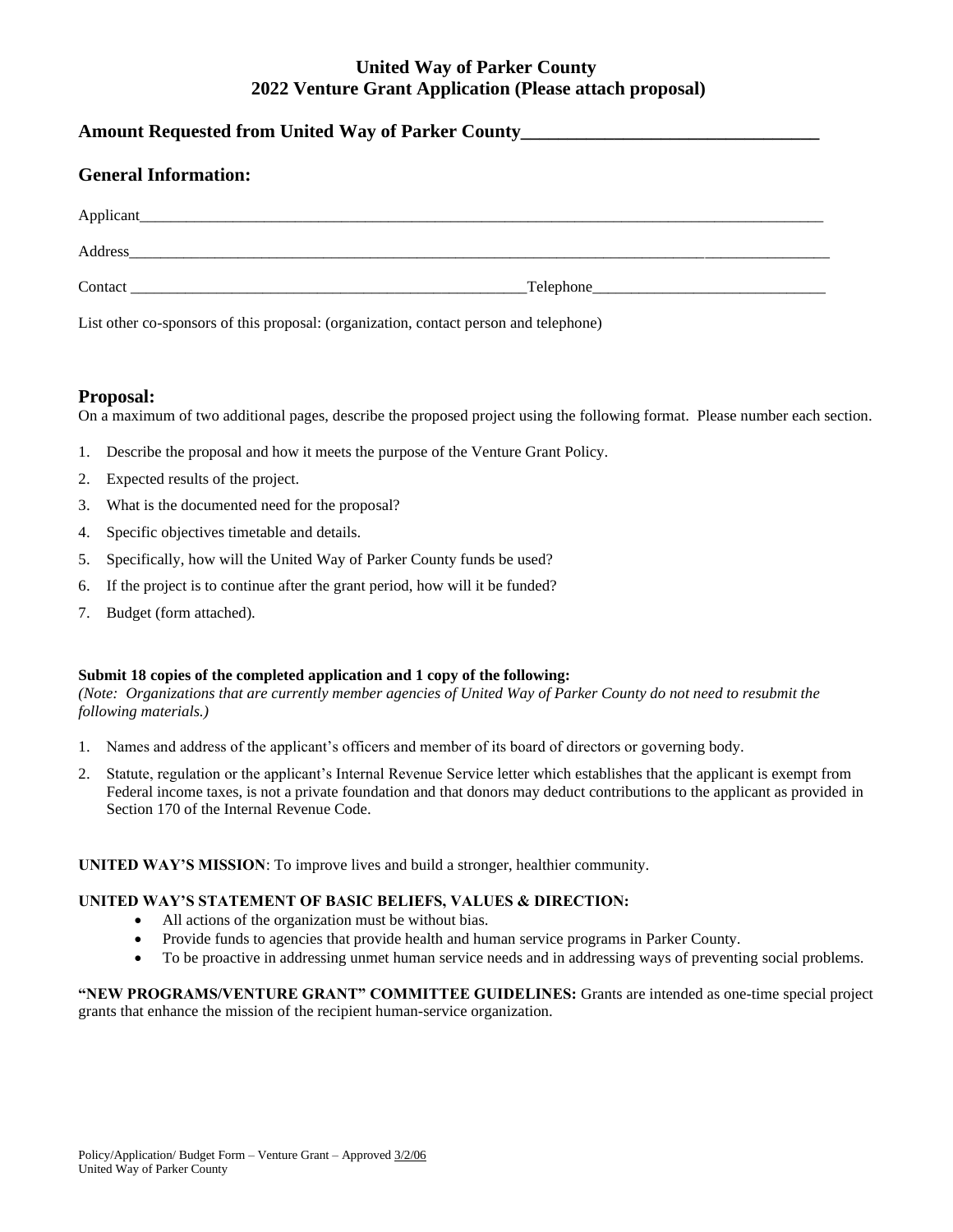# United Way of Parker County
## 2022 Venture Grant Application (Please attach proposal)

### Amount Requested from United Way of Parker County________________________________

### General Information:

Applicant_______________________________________________________________________________________

Address________________________________________________________________________________________

Contact ______________________________________________Telephone____________________________

List other co-sponsors of this proposal: (organization, contact person and telephone)

### Proposal:

On a maximum of two additional pages, describe the proposed project using the following format. Please number each section.

1. Describe the proposal and how it meets the purpose of the Venture Grant Policy.
2. Expected results of the project.
3. What is the documented need for the proposal?
4. Specific objectives timetable and details.
5. Specifically, how will the United Way of Parker County funds be used?
6. If the project is to continue after the grant period, how will it be funded?
7. Budget (form attached).

**Submit 18 copies of the completed application and 1 copy of the following:**
*(Note: Organizations that are currently member agencies of United Way of Parker County do not need to resubmit the following materials.)*

1. Names and address of the applicant's officers and member of its board of directors or governing body.
2. Statute, regulation or the applicant's Internal Revenue Service letter which establishes that the applicant is exempt from Federal income taxes, is not a private foundation and that donors may deduct contributions to the applicant as provided in Section 170 of the Internal Revenue Code.

**UNITED WAY'S MISSION**: To improve lives and build a stronger, healthier community.

**UNITED WAY'S STATEMENT OF BASIC BELIEFS, VALUES & DIRECTION:**

- All actions of the organization must be without bias.
- Provide funds to agencies that provide health and human service programs in Parker County.
- To be proactive in addressing unmet human service needs and in addressing ways of preventing social problems.

**"NEW PROGRAMS/VENTURE GRANT" COMMITTEE GUIDELINES:** Grants are intended as one-time special project grants that enhance the mission of the recipient human-service organization.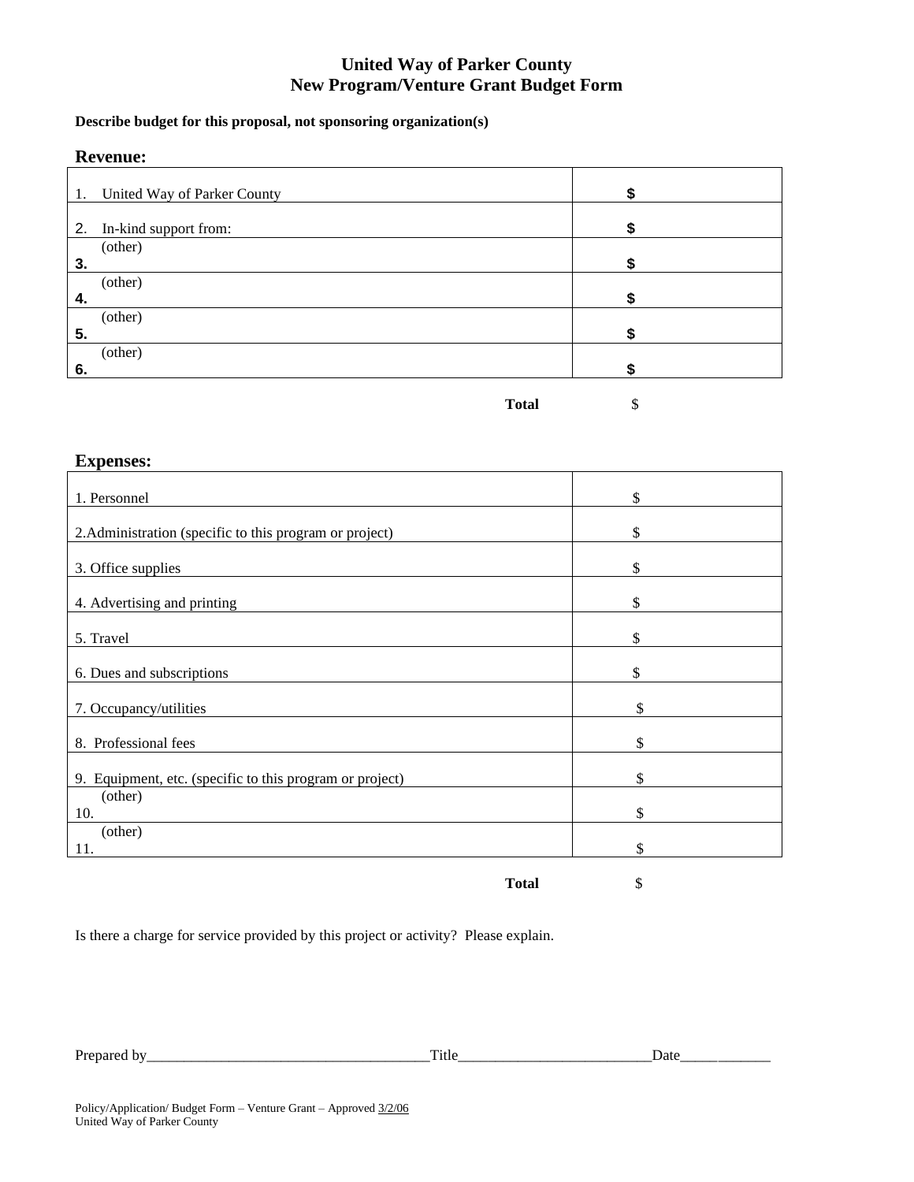# United Way of Parker County
# New Program/Venture Grant Budget Form

**Describe budget for this proposal, not sponsoring organization(s)**

## Revenue:

| | |
|---|---|
| 1. United Way of Parker County | **$** |
| 2. In-kind support from: | **$** |
| (other)<br>**3.** | **$** |
| (other)<br>**4.** | **$** |
| (other)<br>**5.** | **$** |
| (other)<br>**6.** | **$** |

**Total** $

## Expenses:

| | |
|---|---|
| 1. Personnel | $ |
| 2.Administration (specific to this program or project) | $ |
| 3. Office supplies | $ |
| 4. Advertising and printing | $ |
| 5. Travel | $ |
| 6. Dues and subscriptions | $ |
| 7. Occupancy/utilities | $ |
| 8. Professional fees | $ |
| 9. Equipment, etc. (specific to this program or project) | $ |
| (other)<br>10. | $ |
| (other)<br>11. | $ |

**Total** $

Is there a charge for service provided by this project or activity? Please explain.

Prepared by_______________________________________Title__________________________Date____________

Policy/Application/ Budget Form – Venture Grant – Approved 3/2/06
United Way of Parker County